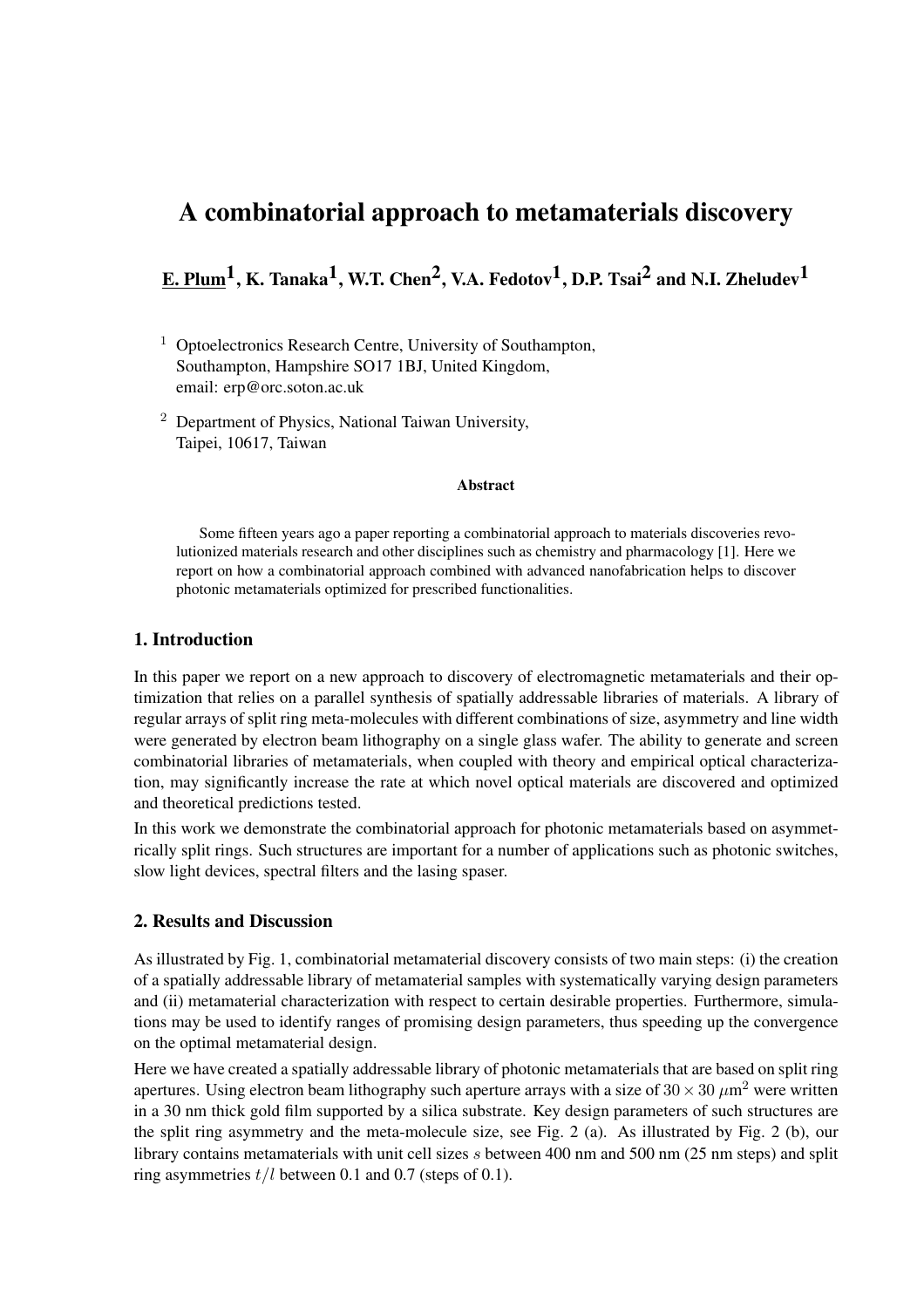# A combinatorial approach to metamaterials discovery

**E. Plum[1], K. Tanaka[1], W.T. Chen[2], V.A. Fedotov[1], D.P. Tsai[2] and N.I. Zheludev[1]**

[1] Optoelectronics Research Centre, University of Southampton, Southampton, Hampshire SO17 1BJ, United Kingdom, email: erp@orc.soton.ac.uk

[2] Department of Physics, National Taiwan University, Taipei, 10617, Taiwan

**Abstract**

Some fifteen years ago a paper reporting a combinatorial approach to materials discoveries revolutionized materials research and other disciplines such as chemistry and pharmacology [1]. Here we report on how a combinatorial approach combined with advanced nanofabrication helps to discover photonic metamaterials optimized for prescribed functionalities.

## 1. Introduction

In this paper we report on a new approach to discovery of electromagnetic metamaterials and their optimization that relies on a parallel synthesis of spatially addressable libraries of materials. A library of regular arrays of split ring meta-molecules with different combinations of size, asymmetry and line width were generated by electron beam lithography on a single glass wafer. The ability to generate and screen combinatorial libraries of metamaterials, when coupled with theory and empirical optical characterization, may significantly increase the rate at which novel optical materials are discovered and optimized and theoretical predictions tested.

In this work we demonstrate the combinatorial approach for photonic metamaterials based on asymmetrically split rings. Such structures are important for a number of applications such as photonic switches, slow light devices, spectral filters and the lasing spaser.

## 2. Results and Discussion

As illustrated by Fig. 1, combinatorial metamaterial discovery consists of two main steps: (i) the creation of a spatially addressable library of metamaterial samples with systematically varying design parameters and (ii) metamaterial characterization with respect to certain desirable properties. Furthermore, simulations may be used to identify ranges of promising design parameters, thus speeding up the convergence on the optimal metamaterial design.

Here we have created a spatially addressable library of photonic metamaterials that are based on split ring apertures. Using electron beam lithography such aperture arrays with a size of $30 \times 30\ \mu\text{m}^2$ were written in a 30 nm thick gold film supported by a silica substrate. Key design parameters of such structures are the split ring asymmetry and the meta-molecule size, see Fig. 2 (a). As illustrated by Fig. 2 (b), our library contains metamaterials with unit cell sizes $s$ between 400 nm and 500 nm (25 nm steps) and split ring asymmetries $t/l$ between 0.1 and 0.7 (steps of 0.1).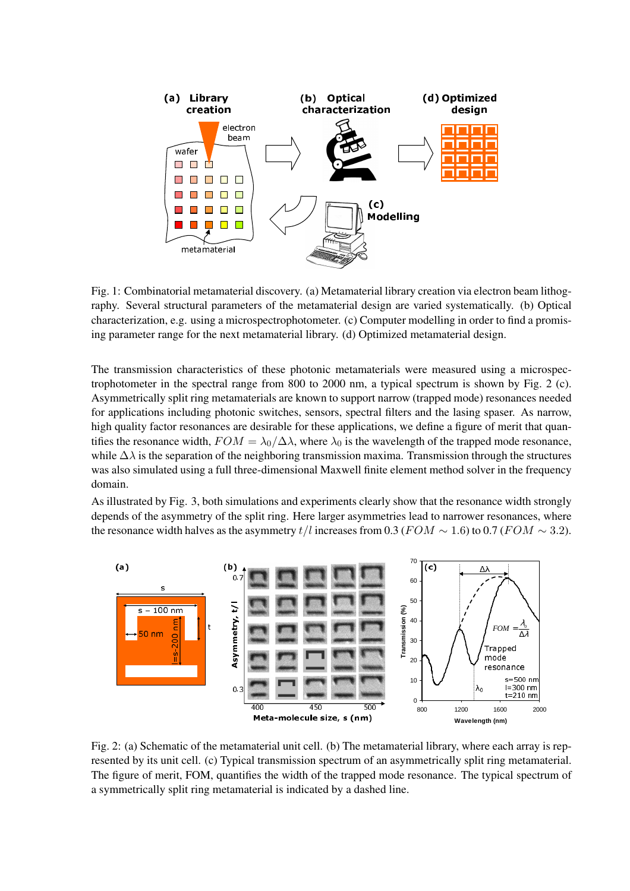Fig. 1: Combinatorial metamaterial discovery. (a) Metamaterial library creation via electron beam lithography. Several structural parameters of the metamaterial design are varied systematically. (b) Optical characterization, e.g. using a microspectrophotometer. (c) Computer modelling in order to find a promising parameter range for the next metamaterial library. (d) Optimized metamaterial design.

The transmission characteristics of these photonic metamaterials were measured using a microspectrophotometer in the spectral range from 800 to 2000 nm, a typical spectrum is shown by Fig. 2 (c). Asymmetrically split ring metamaterials are known to support narrow (trapped mode) resonances needed for applications including photonic switches, sensors, spectral filters and the lasing spaser. As narrow, high quality factor resonances are desirable for these applications, we define a figure of merit that quantifies the resonance width, $FOM = \lambda_0/\Delta\lambda$, where $\lambda_0$ is the wavelength of the trapped mode resonance, while $\Delta\lambda$ is the separation of the neighboring transmission maxima. Transmission through the structures was also simulated using a full three-dimensional Maxwell finite element method solver in the frequency domain.

As illustrated by Fig. 3, both simulations and experiments clearly show that the resonance width strongly depends of the asymmetry of the split ring. Here larger asymmetries lead to narrower resonances, where the resonance width halves as the asymmetry $t/l$ increases from 0.3 ($FOM \sim 1.6$) to 0.7 ($FOM \sim 3.2$).

Fig. 2: (a) Schematic of the metamaterial unit cell. (b) The metamaterial library, where each array is represented by its unit cell. (c) Typical transmission spectrum of an asymmetrically split ring metamaterial. The figure of merit, FOM, quantifies the width of the trapped mode resonance. The typical spectrum of a symmetrically split ring metamaterial is indicated by a dashed line.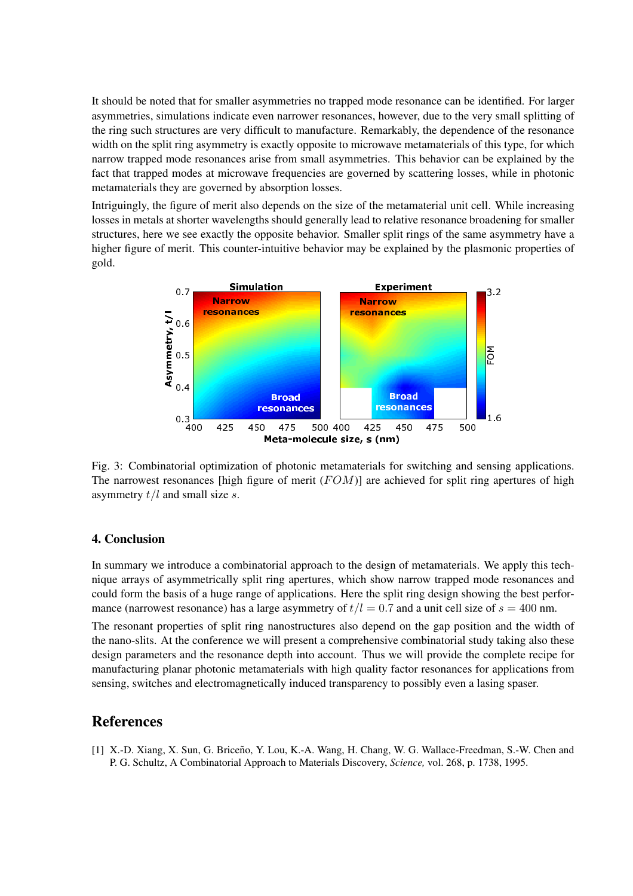It should be noted that for smaller asymmetries no trapped mode resonance can be identified. For larger asymmetries, simulations indicate even narrower resonances, however, due to the very small splitting of the ring such structures are very difficult to manufacture. Remarkably, the dependence of the resonance width on the split ring asymmetry is exactly opposite to microwave metamaterials of this type, for which narrow trapped mode resonances arise from small asymmetries. This behavior can be explained by the fact that trapped modes at microwave frequencies are governed by scattering losses, while in photonic metamaterials they are governed by absorption losses.

Intriguingly, the figure of merit also depends on the size of the metamaterial unit cell. While increasing losses in metals at shorter wavelengths should generally lead to relative resonance broadening for smaller structures, here we see exactly the opposite behavior. Smaller split rings of the same asymmetry have a higher figure of merit. This counter-intuitive behavior may be explained by the plasmonic properties of gold.

Simulation
Experiment
Narrow resonances
Narrow resonances
Broad resonances
Broad resonances
Asymmetry, t/l
0.7
0.6
0.5
0.4
0.3
400 425 450 475 500 400 425 450 475 500
Meta-molecule size, s (nm)
FOM
3.2
1.6

Fig. 3: Combinatorial optimization of photonic metamaterials for switching and sensing applications. The narrowest resonances [high figure of merit ($FOM$)] are achieved for split ring apertures of high asymmetry $t/l$ and small size $s$.

## 4. Conclusion

In summary we introduce a combinatorial approach to the design of metamaterials. We apply this technique arrays of asymmetrically split ring apertures, which show narrow trapped mode resonances and could form the basis of a huge range of applications. Here the split ring design showing the best performance (narrowest resonance) has a large asymmetry of $t/l = 0.7$ and a unit cell size of $s = 400$ nm.

The resonant properties of split ring nanostructures also depend on the gap position and the width of the nano-slits. At the conference we will present a comprehensive combinatorial study taking also these design parameters and the resonance depth into account. Thus we will provide the complete recipe for manufacturing planar photonic metamaterials with high quality factor resonances for applications from sensing, switches and electromagnetically induced transparency to possibly even a lasing spaser.

## References

[1] X.-D. Xiang, X. Sun, G. Briceño, Y. Lou, K.-A. Wang, H. Chang, W. G. Wallace-Freedman, S.-W. Chen and P. G. Schultz, A Combinatorial Approach to Materials Discovery, *Science,* vol. 268, p. 1738, 1995.